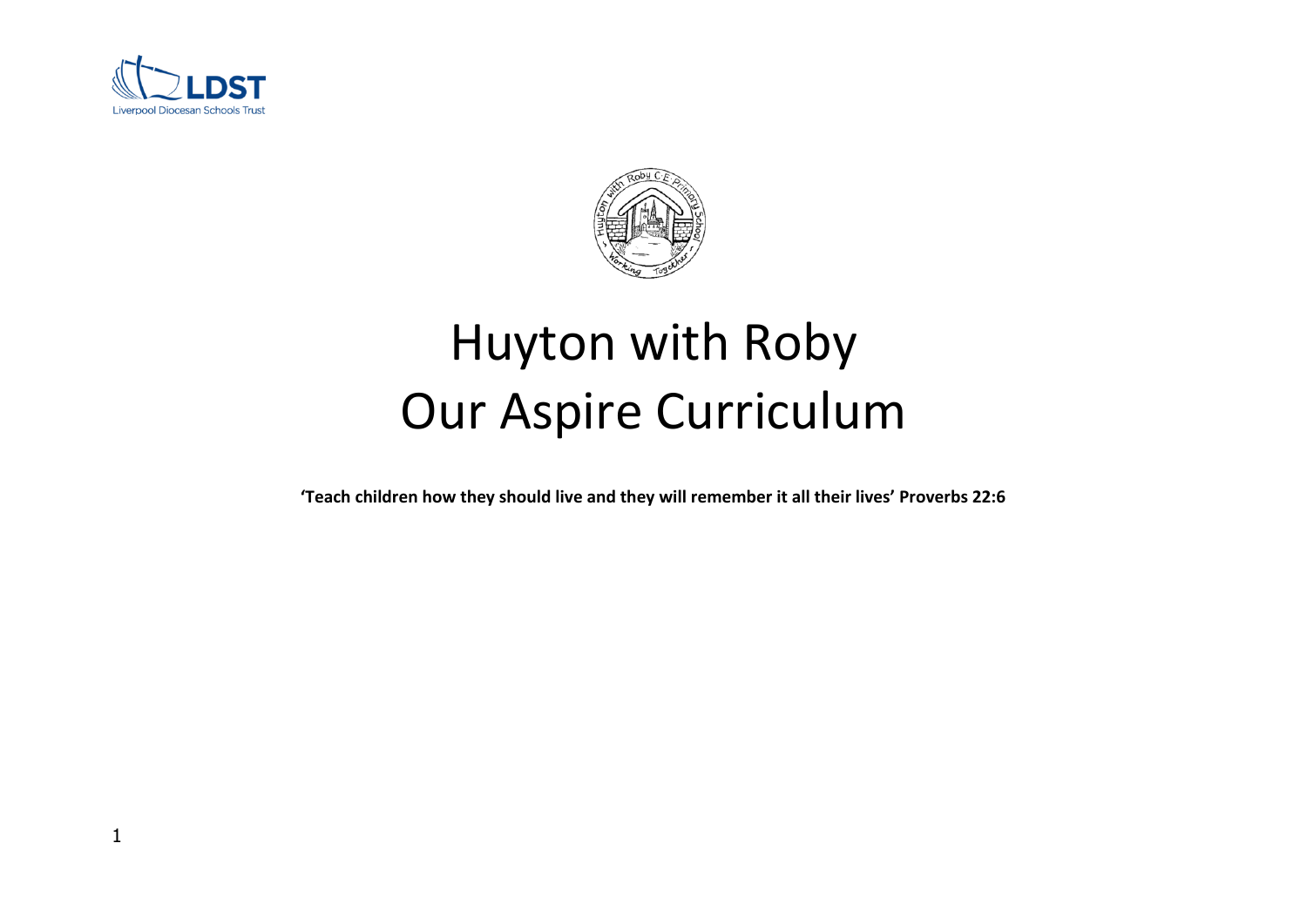# Huyton with Roby
# Our Aspire Curriculum

**'Teach children how they should live and they will remember it all their lives' Proverbs 22:6**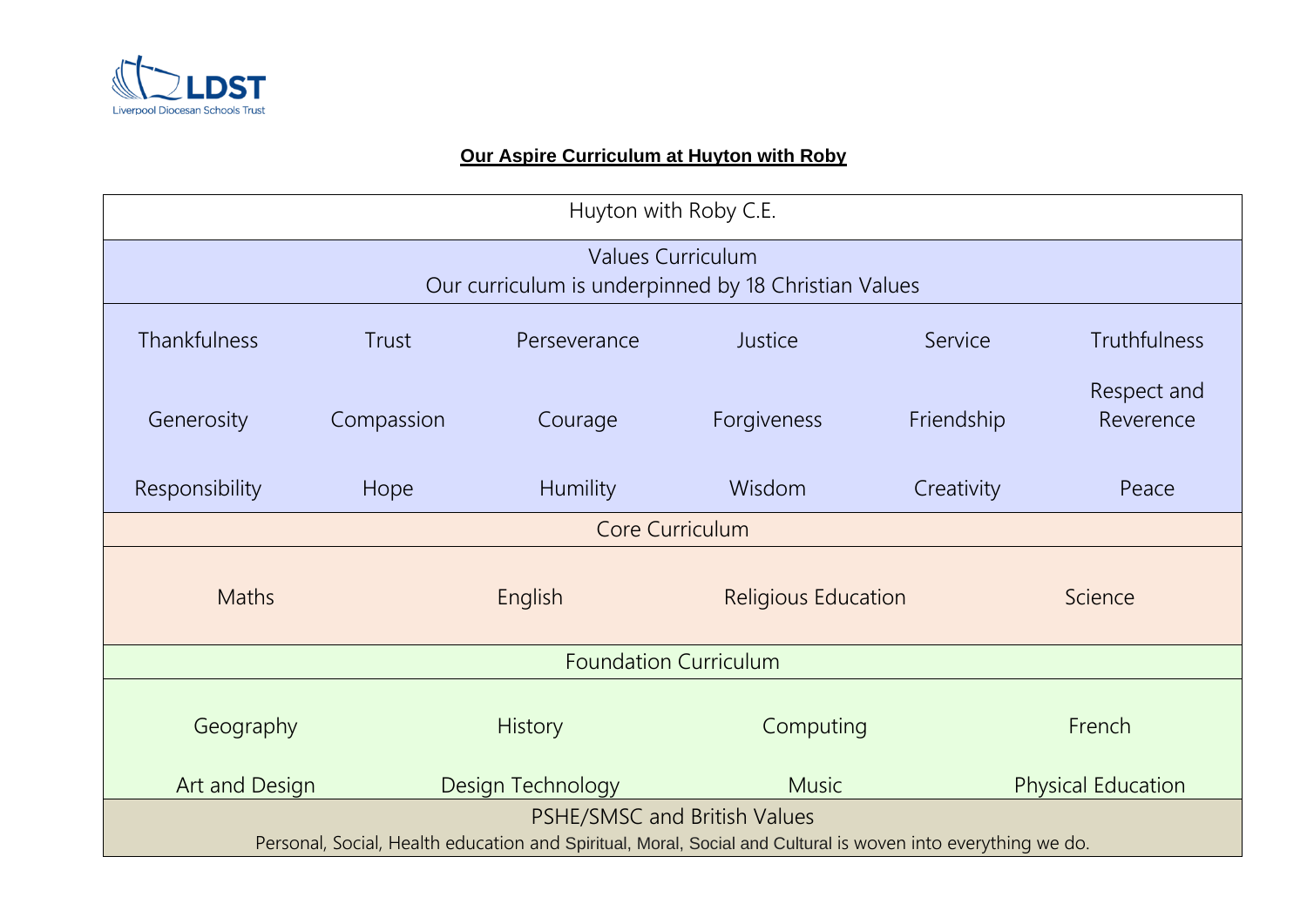LDST
Liverpool Diocesan Schools Trust

## Our Aspire Curriculum at Huyton with Roby

| Huyton with Roby C.E. | | | | | |
|---|---|---|---|---|---|
| **Values Curriculum**<br>Our curriculum is underpinned by 18 Christian Values | | | | | |
| Thankfulness | Trust | Perseverance | Justice | Service | Truthfulness |
| Generosity | Compassion | Courage | Forgiveness | Friendship | Respect and Reverence |
| Responsibility | Hope | Humility | Wisdom | Creativity | Peace |

| Core Curriculum | | | |
|---|---|---|---|
| Maths | English | Religious Education | Science |

| Foundation Curriculum | | | |
|---|---|---|---|
| Geography | History | Computing | French |
| Art and Design | Design Technology | Music | Physical Education |

**PSHE/SMSC and British Values**

Personal, Social, Health education and Spiritual, Moral, Social and Cultural is woven into everything we do.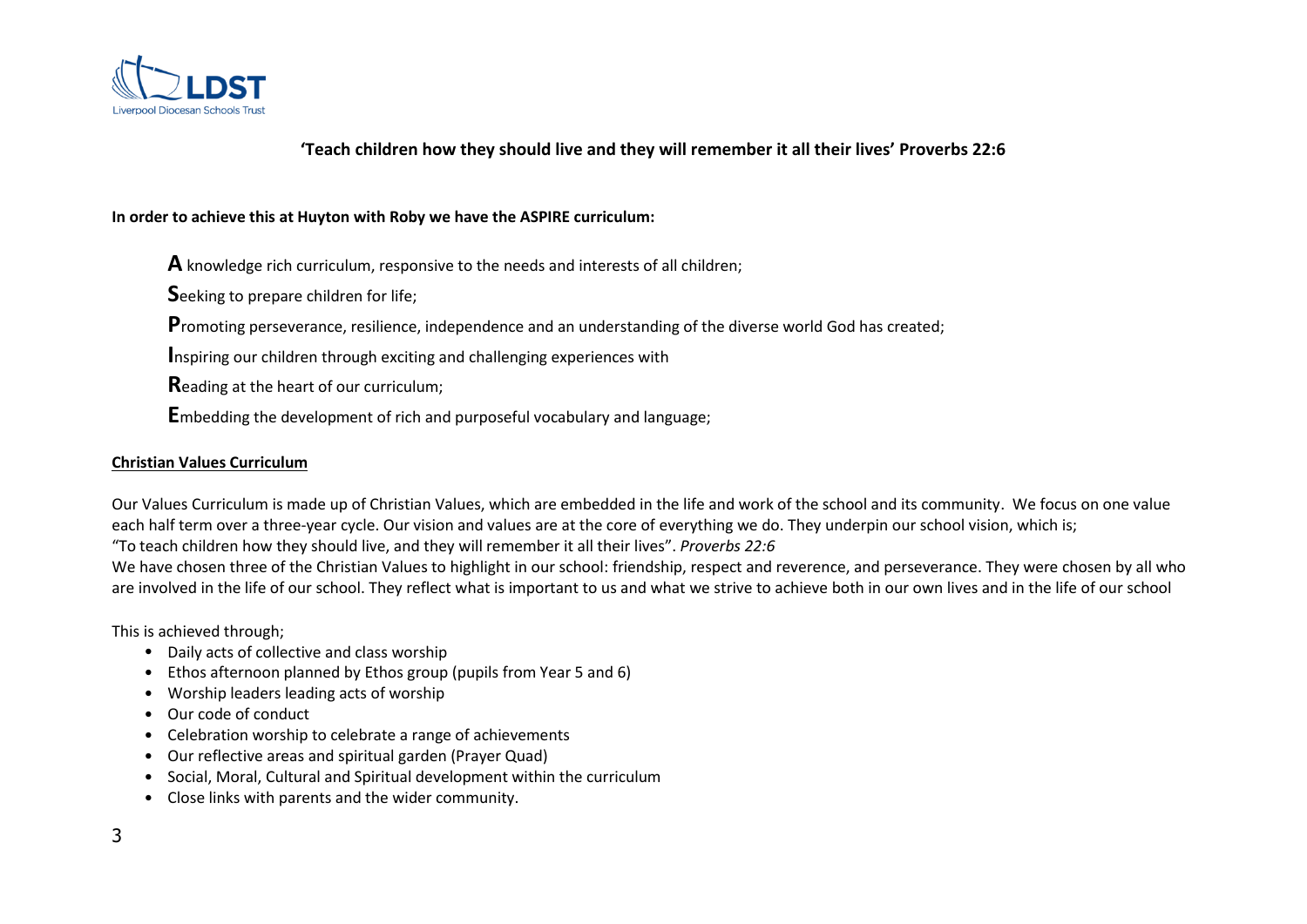**'Teach children how they should live and they will remember it all their lives' Proverbs 22:6**

**In order to achieve this at Huyton with Roby we have the ASPIRE curriculum:**

**A** knowledge rich curriculum, responsive to the needs and interests of all children;

**S**eeking to prepare children for life;

**P**romoting perseverance, resilience, independence and an understanding of the diverse world God has created;

**I**nspiring our children through exciting and challenging experiences with

**R**eading at the heart of our curriculum;

**E**mbedding the development of rich and purposeful vocabulary and language;

## Christian Values Curriculum

Our Values Curriculum is made up of Christian Values, which are embedded in the life and work of the school and its community. We focus on one value each half term over a three-year cycle. Our vision and values are at the core of everything we do. They underpin our school vision, which is;
"To teach children how they should live, and they will remember it all their lives". *Proverbs 22:6*
We have chosen three of the Christian Values to highlight in our school: friendship, respect and reverence, and perseverance. They were chosen by all who are involved in the life of our school. They reflect what is important to us and what we strive to achieve both in our own lives and in the life of our school

This is achieved through;

- Daily acts of collective and class worship
- Ethos afternoon planned by Ethos group (pupils from Year 5 and 6)
- Worship leaders leading acts of worship
- Our code of conduct
- Celebration worship to celebrate a range of achievements
- Our reflective areas and spiritual garden (Prayer Quad)
- Social, Moral, Cultural and Spiritual development within the curriculum
- Close links with parents and the wider community.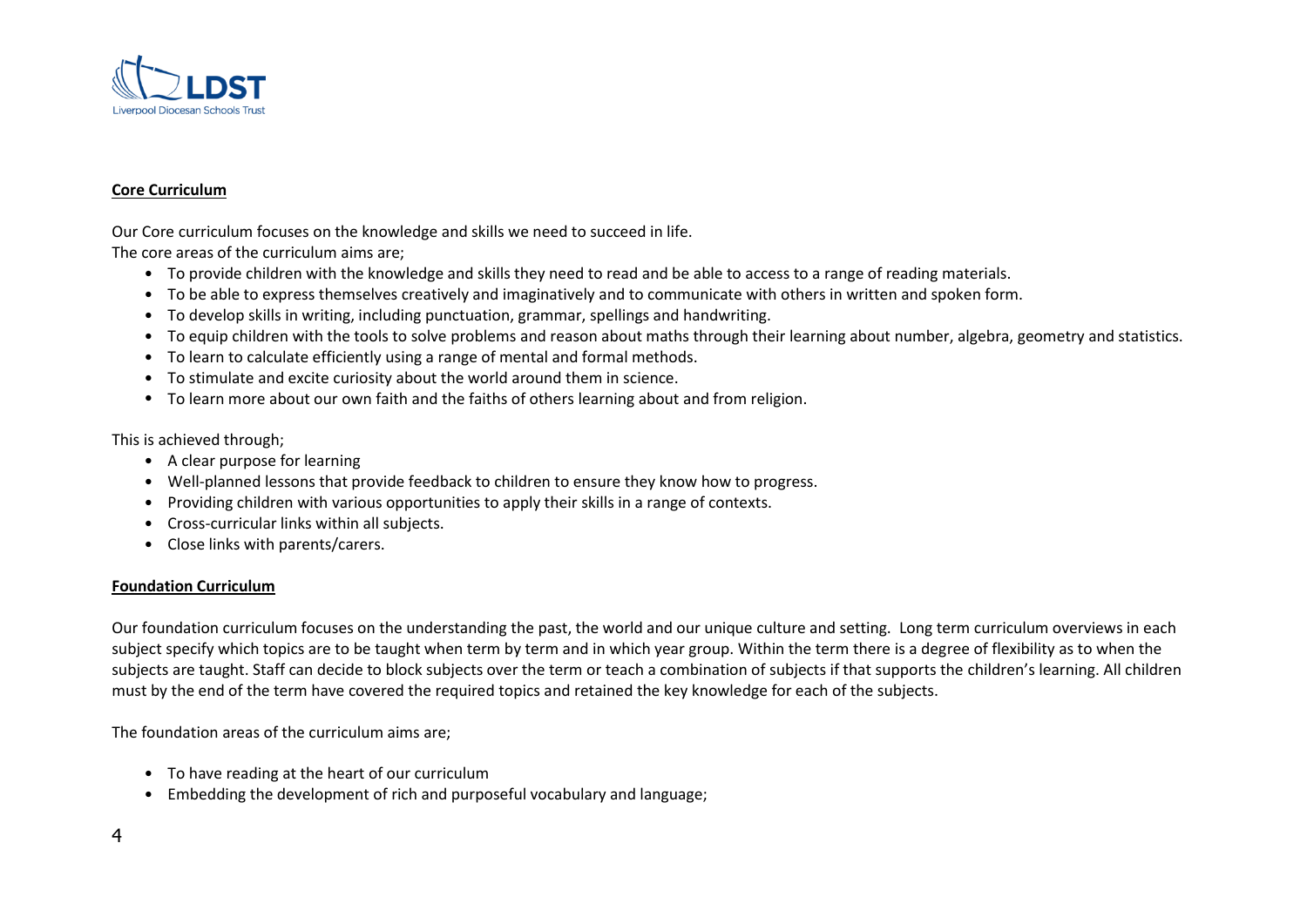**Core Curriculum**

Our Core curriculum focuses on the knowledge and skills we need to succeed in life.
The core areas of the curriculum aims are;

- To provide children with the knowledge and skills they need to read and be able to access to a range of reading materials.
- To be able to express themselves creatively and imaginatively and to communicate with others in written and spoken form.
- To develop skills in writing, including punctuation, grammar, spellings and handwriting.
- To equip children with the tools to solve problems and reason about maths through their learning about number, algebra, geometry and statistics.
- To learn to calculate efficiently using a range of mental and formal methods.
- To stimulate and excite curiosity about the world around them in science.
- To learn more about our own faith and the faiths of others learning about and from religion.

This is achieved through;

- A clear purpose for learning
- Well-planned lessons that provide feedback to children to ensure they know how to progress.
- Providing children with various opportunities to apply their skills in a range of contexts.
- Cross-curricular links within all subjects.
- Close links with parents/carers.

**Foundation Curriculum**

Our foundation curriculum focuses on the understanding the past, the world and our unique culture and setting. Long term curriculum overviews in each subject specify which topics are to be taught when term by term and in which year group. Within the term there is a degree of flexibility as to when the subjects are taught. Staff can decide to block subjects over the term or teach a combination of subjects if that supports the children's learning. All children must by the end of the term have covered the required topics and retained the key knowledge for each of the subjects.

The foundation areas of the curriculum aims are;

- To have reading at the heart of our curriculum
- Embedding the development of rich and purposeful vocabulary and language;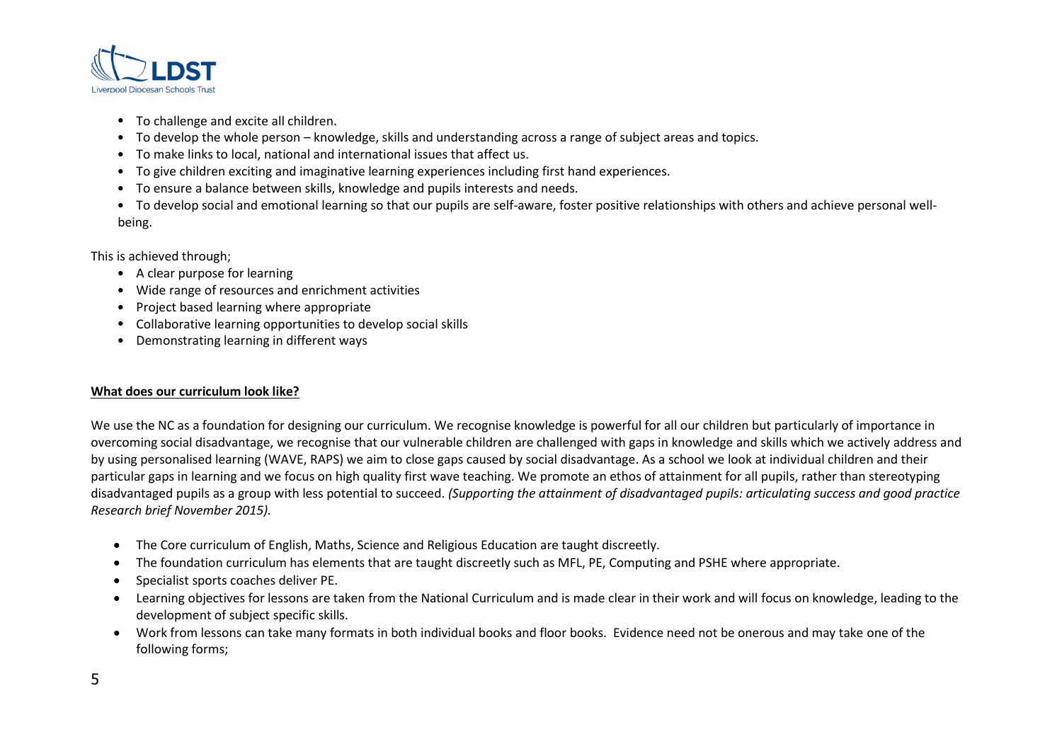- To challenge and excite all children.
- To develop the whole person – knowledge, skills and understanding across a range of subject areas and topics.
- To make links to local, national and international issues that affect us.
- To give children exciting and imaginative learning experiences including first hand experiences.
- To ensure a balance between skills, knowledge and pupils interests and needs.
- To develop social and emotional learning so that our pupils are self-aware, foster positive relationships with others and achieve personal well-being.

This is achieved through;

- A clear purpose for learning
- Wide range of resources and enrichment activities
- Project based learning where appropriate
- Collaborative learning opportunities to develop social skills
- Demonstrating learning in different ways

**What does our curriculum look like?**

We use the NC as a foundation for designing our curriculum. We recognise knowledge is powerful for all our children but particularly of importance in overcoming social disadvantage, we recognise that our vulnerable children are challenged with gaps in knowledge and skills which we actively address and by using personalised learning (WAVE, RAPS) we aim to close gaps caused by social disadvantage. As a school we look at individual children and their particular gaps in learning and we focus on high quality first wave teaching. We promote an ethos of attainment for all pupils, rather than stereotyping disadvantaged pupils as a group with less potential to succeed. *(Supporting the attainment of disadvantaged pupils: articulating success and good practice Research brief November 2015).*

- The Core curriculum of English, Maths, Science and Religious Education are taught discreetly.
- The foundation curriculum has elements that are taught discreetly such as MFL, PE, Computing and PSHE where appropriate.
- Specialist sports coaches deliver PE.
- Learning objectives for lessons are taken from the National Curriculum and is made clear in their work and will focus on knowledge, leading to the development of subject specific skills.
- Work from lessons can take many formats in both individual books and floor books. Evidence need not be onerous and may take one of the following forms;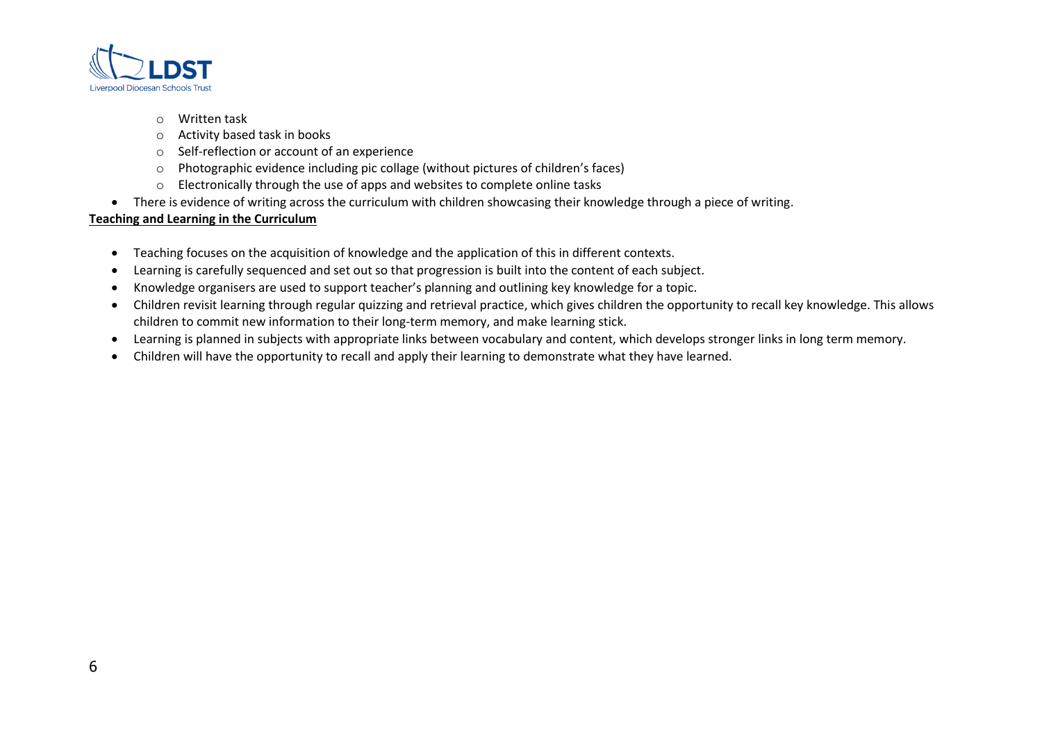- Written task
  - Activity based task in books
  - Self-reflection or account of an experience
  - Photographic evidence including pic collage (without pictures of children's faces)
  - Electronically through the use of apps and websites to complete online tasks
- There is evidence of writing across the curriculum with children showcasing their knowledge through a piece of writing.

**Teaching and Learning in the Curriculum**

- Teaching focuses on the acquisition of knowledge and the application of this in different contexts.
- Learning is carefully sequenced and set out so that progression is built into the content of each subject.
- Knowledge organisers are used to support teacher's planning and outlining key knowledge for a topic.
- Children revisit learning through regular quizzing and retrieval practice, which gives children the opportunity to recall key knowledge. This allows children to commit new information to their long-term memory, and make learning stick.
- Learning is planned in subjects with appropriate links between vocabulary and content, which develops stronger links in long term memory.
- Children will have the opportunity to recall and apply their learning to demonstrate what they have learned.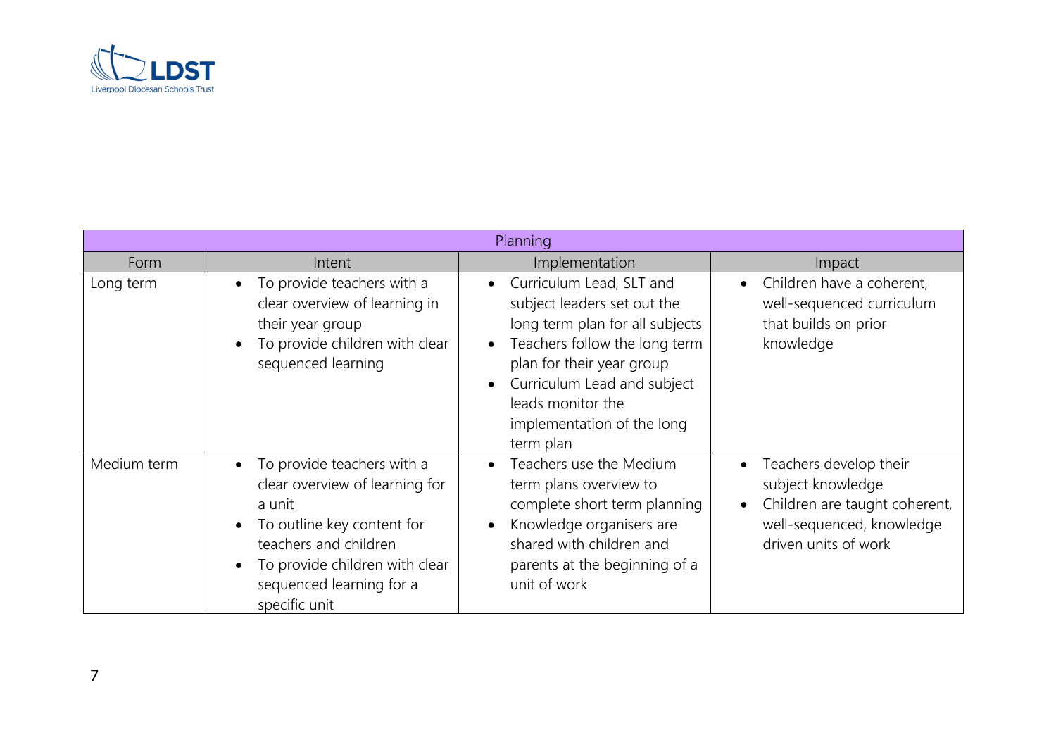| Planning | | | |
|---|---|---|---|
| Form | Intent | Implementation | Impact |
| Long term | • To provide teachers with a clear overview of learning in their year group<br>• To provide children with clear sequenced learning | • Curriculum Lead, SLT and subject leaders set out the long term plan for all subjects<br>• Teachers follow the long term plan for their year group<br>• Curriculum Lead and subject leads monitor the implementation of the long term plan | • Children have a coherent, well-sequenced curriculum that builds on prior knowledge |
| Medium term | • To provide teachers with a clear overview of learning for a unit<br>• To outline key content for teachers and children<br>• To provide children with clear sequenced learning for a specific unit | • Teachers use the Medium term plans overview to complete short term planning<br>• Knowledge organisers are shared with children and parents at the beginning of a unit of work | • Teachers develop their subject knowledge<br>• Children are taught coherent, well-sequenced, knowledge driven units of work |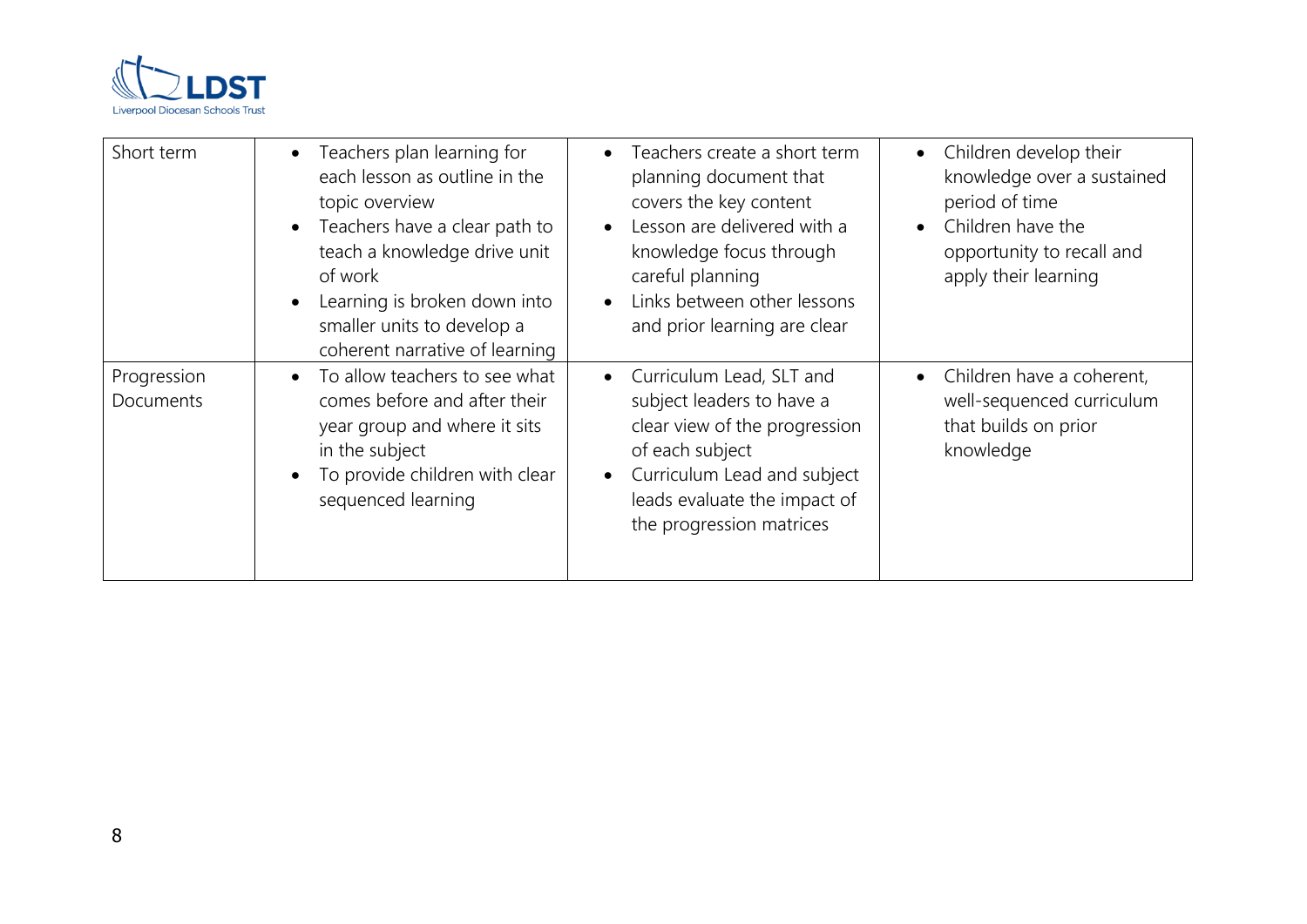| | | | |
|---|---|---|---|
| Short term | • Teachers plan learning for each lesson as outline in the topic overview<br>• Teachers have a clear path to teach a knowledge drive unit of work<br>• Learning is broken down into smaller units to develop a coherent narrative of learning | • Teachers create a short term planning document that covers the key content<br>• Lesson are delivered with a knowledge focus through careful planning<br>• Links between other lessons and prior learning are clear | • Children develop their knowledge over a sustained period of time<br>• Children have the opportunity to recall and apply their learning |
| Progression Documents | • To allow teachers to see what comes before and after their year group and where it sits in the subject<br>• To provide children with clear sequenced learning | • Curriculum Lead, SLT and subject leaders to have a clear view of the progression of each subject<br>• Curriculum Lead and subject leads evaluate the impact of the progression matrices | • Children have a coherent, well-sequenced curriculum that builds on prior knowledge |